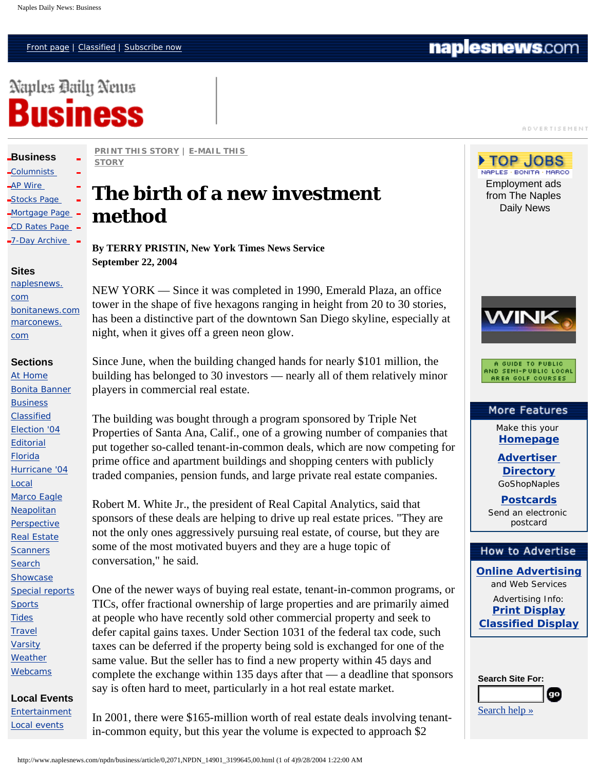# The birth of a new investment method

**By TERRY PRISTIN, New York Times News Service**
**September 22, 2004**

NEW YORK — Since it was completed in 1990, Emerald Plaza, an office tower in the shape of five hexagons ranging in height from 20 to 30 stories, has been a distinctive part of the downtown San Diego skyline, especially at night, when it gives off a green neon glow.

Since June, when the building changed hands for nearly $101 million, the building has belonged to 30 investors — nearly all of them relatively minor players in commercial real estate.

The building was bought through a program sponsored by Triple Net Properties of Santa Ana, Calif., one of a growing number of companies that put together so-called tenant-in-common deals, which are now competing for prime office and apartment buildings and shopping centers with publicly traded companies, pension funds, and large private real estate companies.

Robert M. White Jr., the president of Real Capital Analytics, said that sponsors of these deals are helping to drive up real estate prices. "They are not the only ones aggressively pursuing real estate, of course, but they are some of the most motivated buyers and they are a huge topic of conversation," he said.

One of the newer ways of buying real estate, tenant-in-common programs, or TICs, offer fractional ownership of large properties and are primarily aimed at people who have recently sold other commercial property and seek to defer capital gains taxes. Under Section 1031 of the federal tax code, such taxes can be deferred if the property being sold is exchanged for one of the same value. But the seller has to find a new property within 45 days and complete the exchange within 135 days after that — a deadline that sponsors say is often hard to meet, particularly in a hot real estate market.

In 2001, there were $165-million worth of real estate deals involving tenant-in-common equity, but this year the volume is expected to approach $2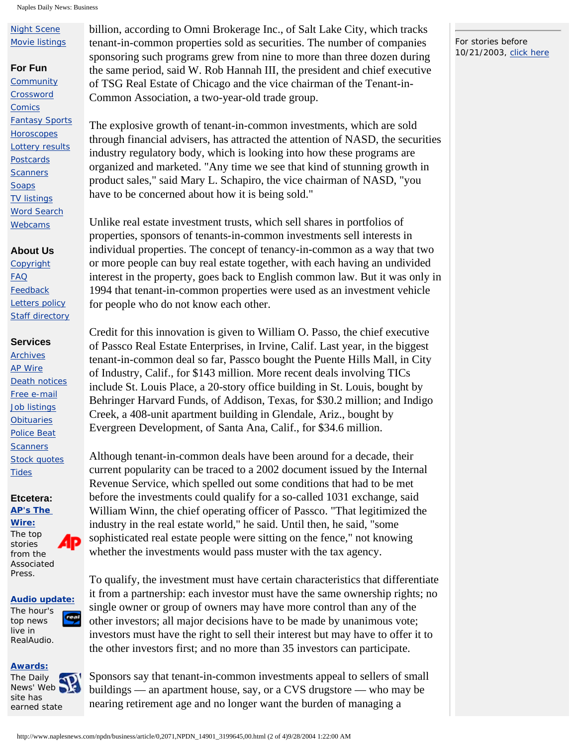billion, according to Omni Brokerage Inc., of Salt Lake City, which tracks tenant-in-common properties sold as securities. The number of companies sponsoring such programs grew from nine to more than three dozen during the same period, said W. Rob Hannah III, the president and chief executive of TSG Real Estate of Chicago and the vice chairman of the Tenant-in-Common Association, a two-year-old trade group.

The explosive growth of tenant-in-common investments, which are sold through financial advisers, has attracted the attention of NASD, the securities industry regulatory body, which is looking into how these programs are organized and marketed. "Any time we see that kind of stunning growth in product sales," said Mary L. Schapiro, the vice chairman of NASD, "you have to be concerned about how it is being sold."

Unlike real estate investment trusts, which sell shares in portfolios of properties, sponsors of tenants-in-common investments sell interests in individual properties. The concept of tenancy-in-common as a way that two or more people can buy real estate together, with each having an undivided interest in the property, goes back to English common law. But it was only in 1994 that tenant-in-common properties were used as an investment vehicle for people who do not know each other.

Credit for this innovation is given to William O. Passo, the chief executive of Passco Real Estate Enterprises, in Irvine, Calif. Last year, in the biggest tenant-in-common deal so far, Passco bought the Puente Hills Mall, in City of Industry, Calif., for $143 million. More recent deals involving TICs include St. Louis Place, a 20-story office building in St. Louis, bought by Behringer Harvard Funds, of Addison, Texas, for $30.2 million; and Indigo Creek, a 408-unit apartment building in Glendale, Ariz., bought by Evergreen Development, of Santa Ana, Calif., for $34.6 million.

Although tenant-in-common deals have been around for a decade, their current popularity can be traced to a 2002 document issued by the Internal Revenue Service, which spelled out some conditions that had to be met before the investments could qualify for a so-called 1031 exchange, said William Winn, the chief operating officer of Passco. "That legitimized the industry in the real estate world," he said. Until then, he said, "some sophisticated real estate people were sitting on the fence," not knowing whether the investments would pass muster with the tax agency.

To qualify, the investment must have certain characteristics that differentiate it from a partnership: each investor must have the same ownership rights; no single owner or group of owners may have more control than any of the other investors; all major decisions have to be made by unanimous vote; investors must have the right to sell their interest but may have to offer it to the other investors first; and no more than 35 investors can participate.

Sponsors say that tenant-in-common investments appeal to sellers of small buildings — an apartment house, say, or a CVS drugstore — who may be nearing retirement age and no longer want the burden of managing a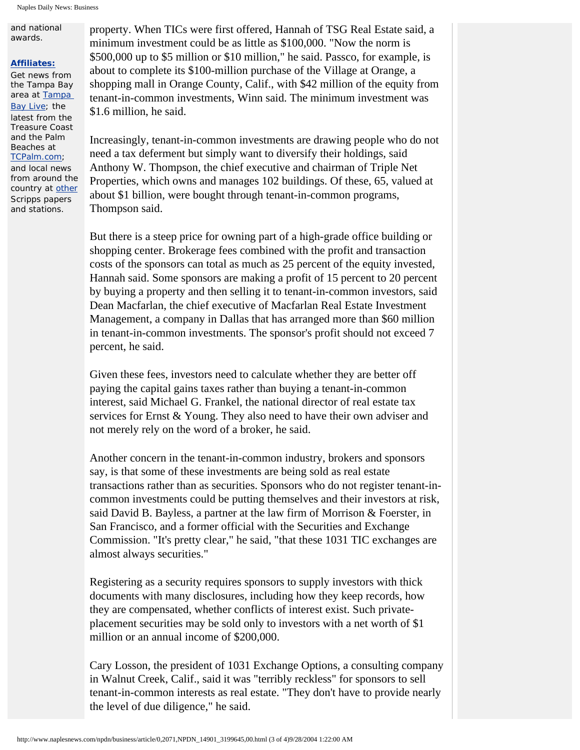and national awards.

**Affiliates:**

Get news from the Tampa Bay area at Tampa Bay Live; the latest from the Treasure Coast and the Palm Beaches at TCPalm.com; and local news from around the country at other Scripps papers and stations.

property. When TICs were first offered, Hannah of TSG Real Estate said, a minimum investment could be as little as $100,000. "Now the norm is $500,000 up to $5 million or $10 million," he said. Passco, for example, is about to complete its $100-million purchase of the Village at Orange, a shopping mall in Orange County, Calif., with $42 million of the equity from tenant-in-common investments, Winn said. The minimum investment was $1.6 million, he said.

Increasingly, tenant-in-common investments are drawing people who do not need a tax deferment but simply want to diversify their holdings, said Anthony W. Thompson, the chief executive and chairman of Triple Net Properties, which owns and manages 102 buildings. Of these, 65, valued at about $1 billion, were bought through tenant-in-common programs, Thompson said.

But there is a steep price for owning part of a high-grade office building or shopping center. Brokerage fees combined with the profit and transaction costs of the sponsors can total as much as 25 percent of the equity invested, Hannah said. Some sponsors are making a profit of 15 percent to 20 percent by buying a property and then selling it to tenant-in-common investors, said Dean Macfarlan, the chief executive of Macfarlan Real Estate Investment Management, a company in Dallas that has arranged more than $60 million in tenant-in-common investments. The sponsor's profit should not exceed 7 percent, he said.

Given these fees, investors need to calculate whether they are better off paying the capital gains taxes rather than buying a tenant-in-common interest, said Michael G. Frankel, the national director of real estate tax services for Ernst & Young. They also need to have their own adviser and not merely rely on the word of a broker, he said.

Another concern in the tenant-in-common industry, brokers and sponsors say, is that some of these investments are being sold as real estate transactions rather than as securities. Sponsors who do not register tenant-in-common investments could be putting themselves and their investors at risk, said David B. Bayless, a partner at the law firm of Morrison & Foerster, in San Francisco, and a former official with the Securities and Exchange Commission. "It's pretty clear," he said, "that these 1031 TIC exchanges are almost always securities."

Registering as a security requires sponsors to supply investors with thick documents with many disclosures, including how they keep records, how they are compensated, whether conflicts of interest exist. Such private-placement securities may be sold only to investors with a net worth of $1 million or an annual income of $200,000.

Cary Losson, the president of 1031 Exchange Options, a consulting company in Walnut Creek, Calif., said it was "terribly reckless" for sponsors to sell tenant-in-common interests as real estate. "They don't have to provide nearly the level of due diligence," he said.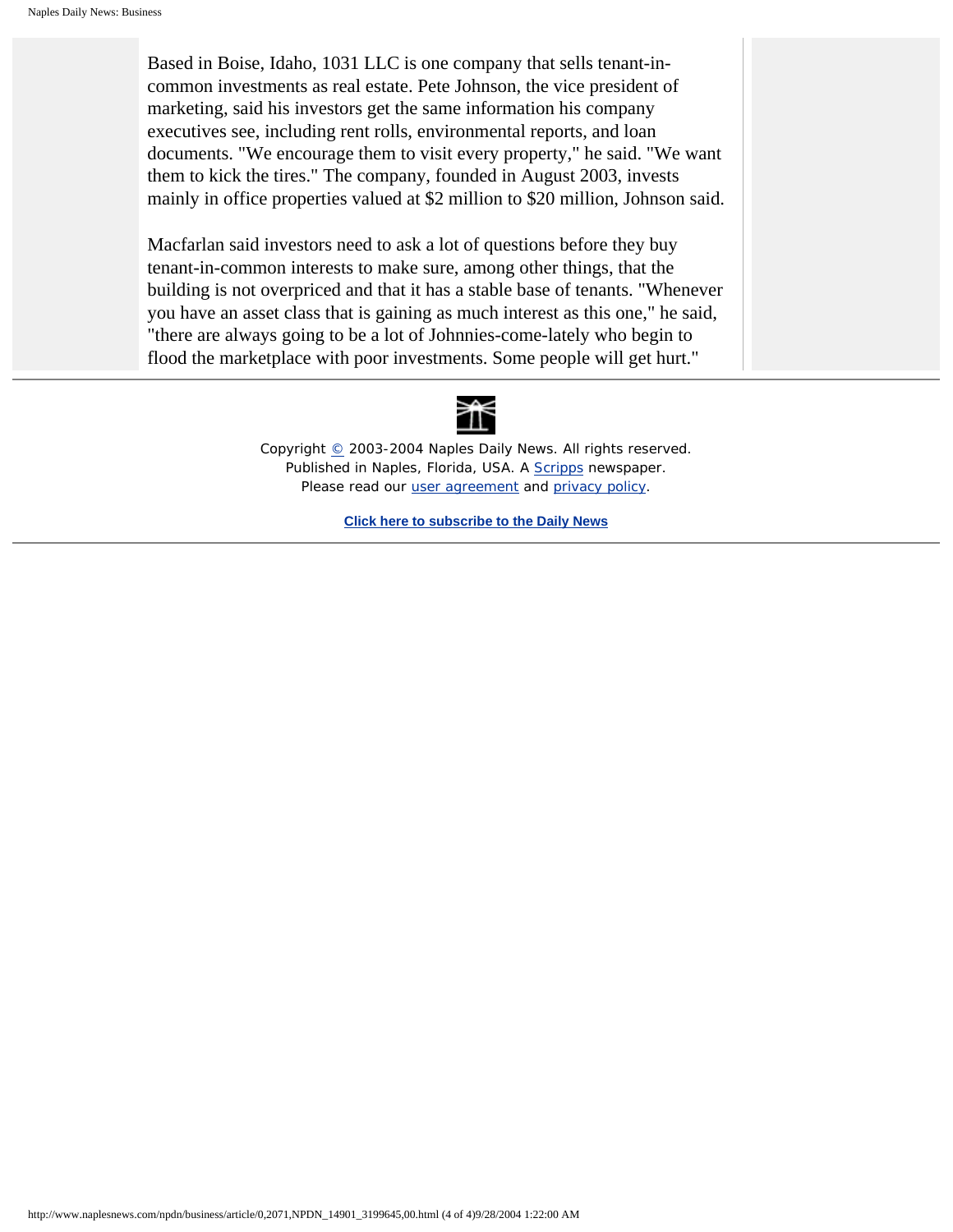Based in Boise, Idaho, 1031 LLC is one company that sells tenant-in-common investments as real estate. Pete Johnson, the vice president of marketing, said his investors get the same information his company executives see, including rent rolls, environmental reports, and loan documents. "We encourage them to visit every property," he said. "We want them to kick the tires." The company, founded in August 2003, invests mainly in office properties valued at $2 million to $20 million, Johnson said.

Macfarlan said investors need to ask a lot of questions before they buy tenant-in-common interests to make sure, among other things, that the building is not overpriced and that it has a stable base of tenants. "Whenever you have an asset class that is gaining as much interest as this one," he said, "there are always going to be a lot of Johnnies-come-lately who begin to flood the marketplace with poor investments. Some people will get hurt."

Copyright © 2003-2004 Naples Daily News. All rights reserved.
Published in Naples, Florida, USA. A Scripps newspaper.
Please read our user agreement and privacy policy.

**Click here to subscribe to the Daily News**